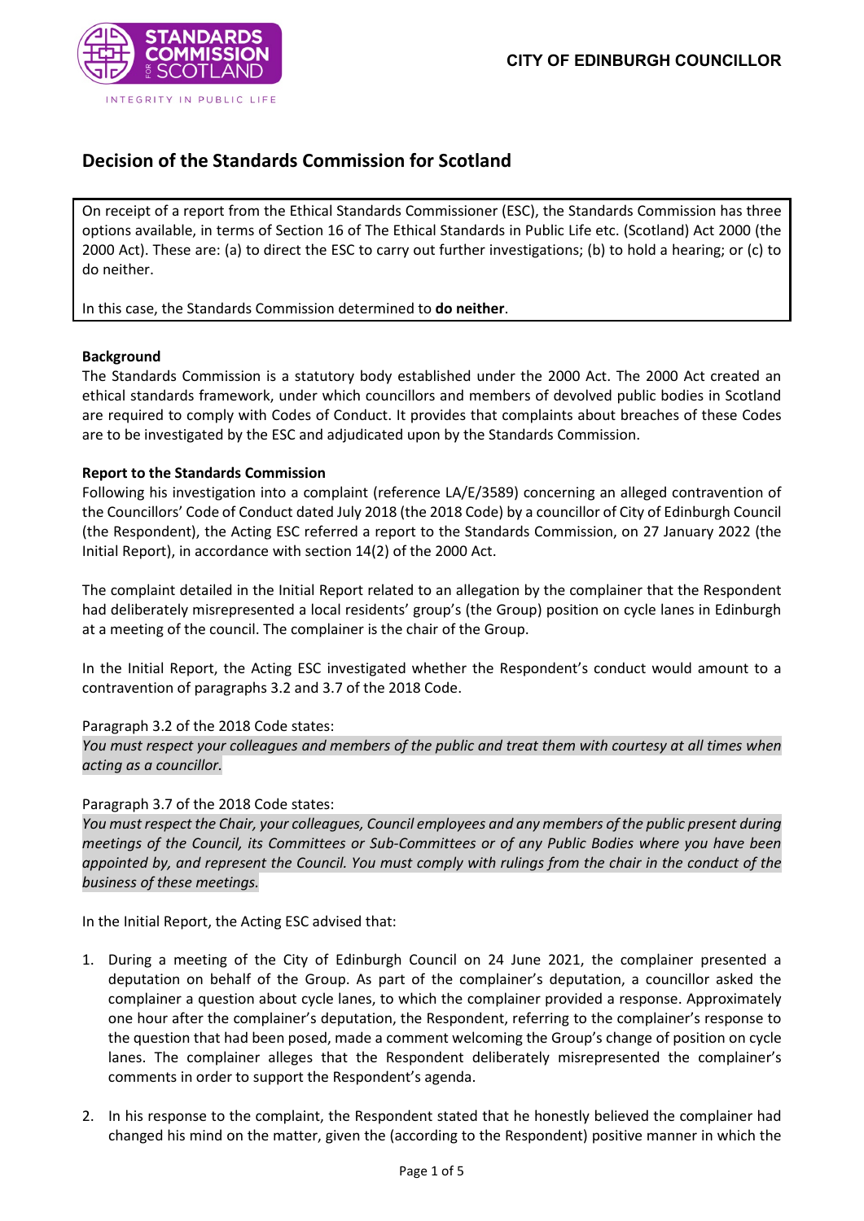**CITY OF EDINBURGH COUNCILLOR**

## Decision of the Standards Commission for Scotland

On receipt of a report from the Ethical Standards Commissioner (ESC), the Standards Commission has three options available, in terms of Section 16 of The Ethical Standards in Public Life etc. (Scotland) Act 2000 (the 2000 Act). These are: (a) to direct the ESC to carry out further investigations; (b) to hold a hearing; or (c) to do neither.

In this case, the Standards Commission determined to **do neither**.

**Background**

The Standards Commission is a statutory body established under the 2000 Act. The 2000 Act created an ethical standards framework, under which councillors and members of devolved public bodies in Scotland are required to comply with Codes of Conduct. It provides that complaints about breaches of these Codes are to be investigated by the ESC and adjudicated upon by the Standards Commission.

**Report to the Standards Commission**

Following his investigation into a complaint (reference LA/E/3589) concerning an alleged contravention of the Councillors' Code of Conduct dated July 2018 (the 2018 Code) by a councillor of City of Edinburgh Council (the Respondent), the Acting ESC referred a report to the Standards Commission, on 27 January 2022 (the Initial Report), in accordance with section 14(2) of the 2000 Act.

The complaint detailed in the Initial Report related to an allegation by the complainer that the Respondent had deliberately misrepresented a local residents' group's (the Group) position on cycle lanes in Edinburgh at a meeting of the council. The complainer is the chair of the Group.

In the Initial Report, the Acting ESC investigated whether the Respondent's conduct would amount to a contravention of paragraphs 3.2 and 3.7 of the 2018 Code.

Paragraph 3.2 of the 2018 Code states:

*You must respect your colleagues and members of the public and treat them with courtesy at all times when acting as a councillor.*

Paragraph 3.7 of the 2018 Code states:

*You must respect the Chair, your colleagues, Council employees and any members of the public present during meetings of the Council, its Committees or Sub-Committees or of any Public Bodies where you have been appointed by, and represent the Council. You must comply with rulings from the chair in the conduct of the business of these meetings.*

In the Initial Report, the Acting ESC advised that:

1. During a meeting of the City of Edinburgh Council on 24 June 2021, the complainer presented a deputation on behalf of the Group. As part of the complainer's deputation, a councillor asked the complainer a question about cycle lanes, to which the complainer provided a response. Approximately one hour after the complainer's deputation, the Respondent, referring to the complainer's response to the question that had been posed, made a comment welcoming the Group's change of position on cycle lanes. The complainer alleges that the Respondent deliberately misrepresented the complainer's comments in order to support the Respondent's agenda.
2. In his response to the complaint, the Respondent stated that he honestly believed the complainer had changed his mind on the matter, given the (according to the Respondent) positive manner in which the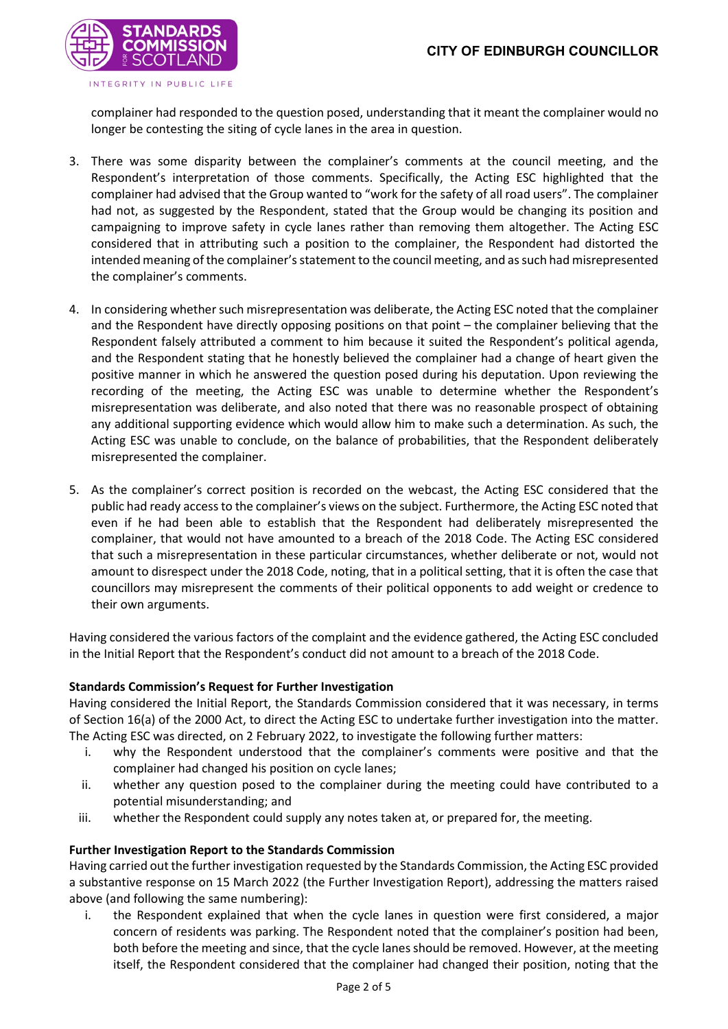complainer had responded to the question posed, understanding that it meant the complainer would no longer be contesting the siting of cycle lanes in the area in question.

3. There was some disparity between the complainer's comments at the council meeting, and the Respondent's interpretation of those comments. Specifically, the Acting ESC highlighted that the complainer had advised that the Group wanted to "work for the safety of all road users". The complainer had not, as suggested by the Respondent, stated that the Group would be changing its position and campaigning to improve safety in cycle lanes rather than removing them altogether. The Acting ESC considered that in attributing such a position to the complainer, the Respondent had distorted the intended meaning of the complainer's statement to the council meeting, and as such had misrepresented the complainer's comments.

4. In considering whether such misrepresentation was deliberate, the Acting ESC noted that the complainer and the Respondent have directly opposing positions on that point – the complainer believing that the Respondent falsely attributed a comment to him because it suited the Respondent's political agenda, and the Respondent stating that he honestly believed the complainer had a change of heart given the positive manner in which he answered the question posed during his deputation. Upon reviewing the recording of the meeting, the Acting ESC was unable to determine whether the Respondent's misrepresentation was deliberate, and also noted that there was no reasonable prospect of obtaining any additional supporting evidence which would allow him to make such a determination. As such, the Acting ESC was unable to conclude, on the balance of probabilities, that the Respondent deliberately misrepresented the complainer.

5. As the complainer's correct position is recorded on the webcast, the Acting ESC considered that the public had ready access to the complainer's views on the subject. Furthermore, the Acting ESC noted that even if he had been able to establish that the Respondent had deliberately misrepresented the complainer, that would not have amounted to a breach of the 2018 Code. The Acting ESC considered that such a misrepresentation in these particular circumstances, whether deliberate or not, would not amount to disrespect under the 2018 Code, noting, that in a political setting, that it is often the case that councillors may misrepresent the comments of their political opponents to add weight or credence to their own arguments.

Having considered the various factors of the complaint and the evidence gathered, the Acting ESC concluded in the Initial Report that the Respondent's conduct did not amount to a breach of the 2018 Code.

**Standards Commission's Request for Further Investigation**

Having considered the Initial Report, the Standards Commission considered that it was necessary, in terms of Section 16(a) of the 2000 Act, to direct the Acting ESC to undertake further investigation into the matter. The Acting ESC was directed, on 2 February 2022, to investigate the following further matters:

i. why the Respondent understood that the complainer's comments were positive and that the complainer had changed his position on cycle lanes;
ii. whether any question posed to the complainer during the meeting could have contributed to a potential misunderstanding; and
iii. whether the Respondent could supply any notes taken at, or prepared for, the meeting.

**Further Investigation Report to the Standards Commission**

Having carried out the further investigation requested by the Standards Commission, the Acting ESC provided a substantive response on 15 March 2022 (the Further Investigation Report), addressing the matters raised above (and following the same numbering):

i. the Respondent explained that when the cycle lanes in question were first considered, a major concern of residents was parking. The Respondent noted that the complainer's position had been, both before the meeting and since, that the cycle lanes should be removed. However, at the meeting itself, the Respondent considered that the complainer had changed their position, noting that the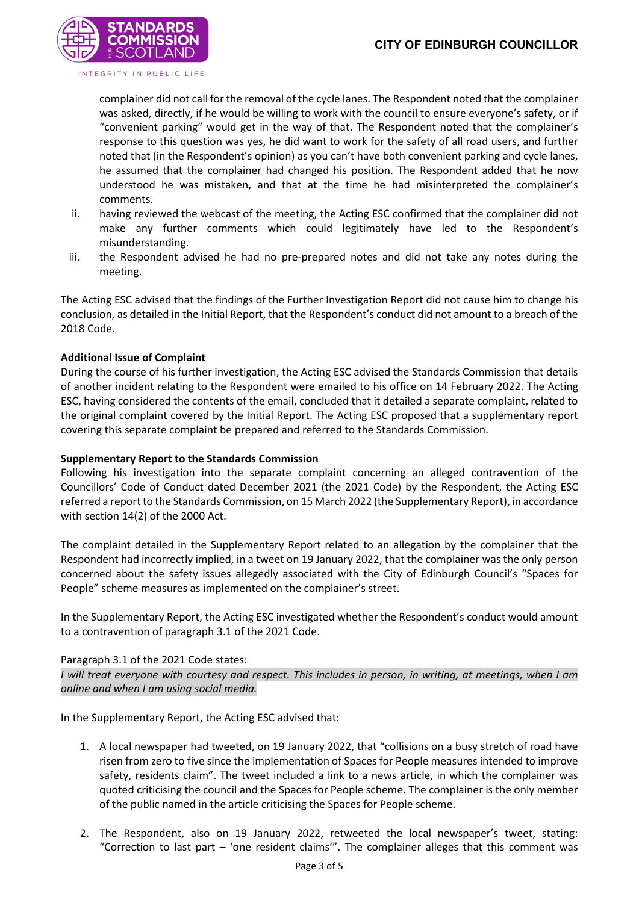complainer did not call for the removal of the cycle lanes. The Respondent noted that the complainer was asked, directly, if he would be willing to work with the council to ensure everyone's safety, or if "convenient parking" would get in the way of that. The Respondent noted that the complainer's response to this question was yes, he did want to work for the safety of all road users, and further noted that (in the Respondent's opinion) as you can't have both convenient parking and cycle lanes, he assumed that the complainer had changed his position. The Respondent added that he now understood he was mistaken, and that at the time he had misinterpreted the complainer's comments.

ii. having reviewed the webcast of the meeting, the Acting ESC confirmed that the complainer did not make any further comments which could legitimately have led to the Respondent's misunderstanding.

iii. the Respondent advised he had no pre-prepared notes and did not take any notes during the meeting.

The Acting ESC advised that the findings of the Further Investigation Report did not cause him to change his conclusion, as detailed in the Initial Report, that the Respondent's conduct did not amount to a breach of the 2018 Code.

**Additional Issue of Complaint**

During the course of his further investigation, the Acting ESC advised the Standards Commission that details of another incident relating to the Respondent were emailed to his office on 14 February 2022. The Acting ESC, having considered the contents of the email, concluded that it detailed a separate complaint, related to the original complaint covered by the Initial Report. The Acting ESC proposed that a supplementary report covering this separate complaint be prepared and referred to the Standards Commission.

**Supplementary Report to the Standards Commission**

Following his investigation into the separate complaint concerning an alleged contravention of the Councillors' Code of Conduct dated December 2021 (the 2021 Code) by the Respondent, the Acting ESC referred a report to the Standards Commission, on 15 March 2022 (the Supplementary Report), in accordance with section 14(2) of the 2000 Act.

The complaint detailed in the Supplementary Report related to an allegation by the complainer that the Respondent had incorrectly implied, in a tweet on 19 January 2022, that the complainer was the only person concerned about the safety issues allegedly associated with the City of Edinburgh Council's "Spaces for People" scheme measures as implemented on the complainer's street.

In the Supplementary Report, the Acting ESC investigated whether the Respondent's conduct would amount to a contravention of paragraph 3.1 of the 2021 Code.

Paragraph 3.1 of the 2021 Code states:

*I will treat everyone with courtesy and respect. This includes in person, in writing, at meetings, when I am online and when I am using social media.*

In the Supplementary Report, the Acting ESC advised that:

1. A local newspaper had tweeted, on 19 January 2022, that "collisions on a busy stretch of road have risen from zero to five since the implementation of Spaces for People measures intended to improve safety, residents claim". The tweet included a link to a news article, in which the complainer was quoted criticising the council and the Spaces for People scheme. The complainer is the only member of the public named in the article criticising the Spaces for People scheme.

2. The Respondent, also on 19 January 2022, retweeted the local newspaper's tweet, stating: "Correction to last part – 'one resident claims'". The complainer alleges that this comment was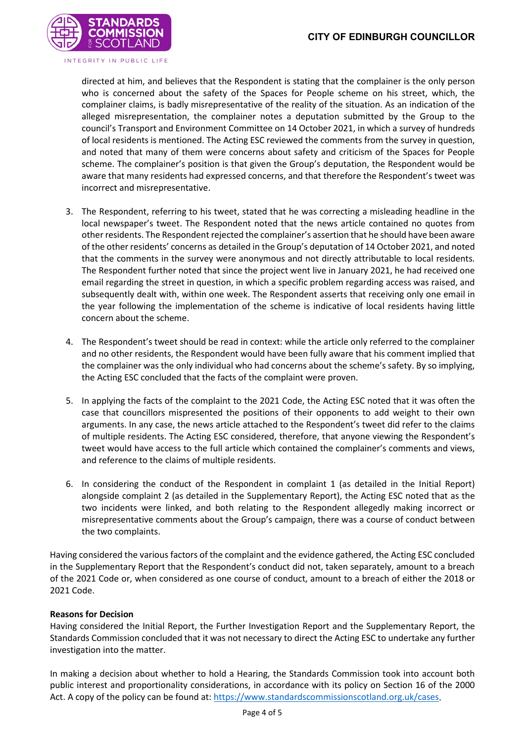directed at him, and believes that the Respondent is stating that the complainer is the only person who is concerned about the safety of the Spaces for People scheme on his street, which, the complainer claims, is badly misrepresentative of the reality of the situation. As an indication of the alleged misrepresentation, the complainer notes a deputation submitted by the Group to the council's Transport and Environment Committee on 14 October 2021, in which a survey of hundreds of local residents is mentioned. The Acting ESC reviewed the comments from the survey in question, and noted that many of them were concerns about safety and criticism of the Spaces for People scheme. The complainer's position is that given the Group's deputation, the Respondent would be aware that many residents had expressed concerns, and that therefore the Respondent's tweet was incorrect and misrepresentative.

3. The Respondent, referring to his tweet, stated that he was correcting a misleading headline in the local newspaper's tweet. The Respondent noted that the news article contained no quotes from other residents. The Respondent rejected the complainer's assertion that he should have been aware of the other residents' concerns as detailed in the Group's deputation of 14 October 2021, and noted that the comments in the survey were anonymous and not directly attributable to local residents. The Respondent further noted that since the project went live in January 2021, he had received one email regarding the street in question, in which a specific problem regarding access was raised, and subsequently dealt with, within one week. The Respondent asserts that receiving only one email in the year following the implementation of the scheme is indicative of local residents having little concern about the scheme.

4. The Respondent's tweet should be read in context: while the article only referred to the complainer and no other residents, the Respondent would have been fully aware that his comment implied that the complainer was the only individual who had concerns about the scheme's safety. By so implying, the Acting ESC concluded that the facts of the complaint were proven.

5. In applying the facts of the complaint to the 2021 Code, the Acting ESC noted that it was often the case that councillors mispresented the positions of their opponents to add weight to their own arguments. In any case, the news article attached to the Respondent's tweet did refer to the claims of multiple residents. The Acting ESC considered, therefore, that anyone viewing the Respondent's tweet would have access to the full article which contained the complainer's comments and views, and reference to the claims of multiple residents.

6. In considering the conduct of the Respondent in complaint 1 (as detailed in the Initial Report) alongside complaint 2 (as detailed in the Supplementary Report), the Acting ESC noted that as the two incidents were linked, and both relating to the Respondent allegedly making incorrect or misrepresentative comments about the Group's campaign, there was a course of conduct between the two complaints.

Having considered the various factors of the complaint and the evidence gathered, the Acting ESC concluded in the Supplementary Report that the Respondent's conduct did not, taken separately, amount to a breach of the 2021 Code or, when considered as one course of conduct, amount to a breach of either the 2018 or 2021 Code.

**Reasons for Decision**

Having considered the Initial Report, the Further Investigation Report and the Supplementary Report, the Standards Commission concluded that it was not necessary to direct the Acting ESC to undertake any further investigation into the matter.

In making a decision about whether to hold a Hearing, the Standards Commission took into account both public interest and proportionality considerations, in accordance with its policy on Section 16 of the 2000 Act. A copy of the policy can be found at: https://www.standardscommissionscotland.org.uk/cases.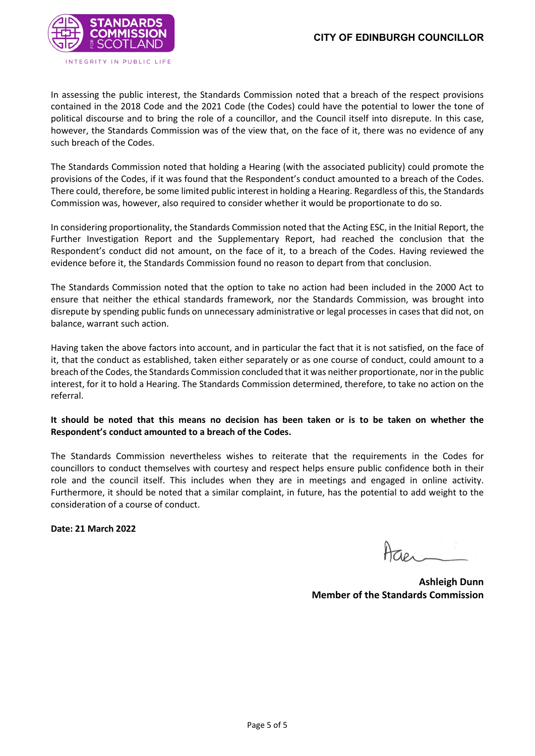In assessing the public interest, the Standards Commission noted that a breach of the respect provisions contained in the 2018 Code and the 2021 Code (the Codes) could have the potential to lower the tone of political discourse and to bring the role of a councillor, and the Council itself into disrepute. In this case, however, the Standards Commission was of the view that, on the face of it, there was no evidence of any such breach of the Codes.

The Standards Commission noted that holding a Hearing (with the associated publicity) could promote the provisions of the Codes, if it was found that the Respondent's conduct amounted to a breach of the Codes. There could, therefore, be some limited public interest in holding a Hearing. Regardless of this, the Standards Commission was, however, also required to consider whether it would be proportionate to do so.

In considering proportionality, the Standards Commission noted that the Acting ESC, in the Initial Report, the Further Investigation Report and the Supplementary Report, had reached the conclusion that the Respondent's conduct did not amount, on the face of it, to a breach of the Codes. Having reviewed the evidence before it, the Standards Commission found no reason to depart from that conclusion.

The Standards Commission noted that the option to take no action had been included in the 2000 Act to ensure that neither the ethical standards framework, nor the Standards Commission, was brought into disrepute by spending public funds on unnecessary administrative or legal processes in cases that did not, on balance, warrant such action.

Having taken the above factors into account, and in particular the fact that it is not satisfied, on the face of it, that the conduct as established, taken either separately or as one course of conduct, could amount to a breach of the Codes, the Standards Commission concluded that it was neither proportionate, nor in the public interest, for it to hold a Hearing. The Standards Commission determined, therefore, to take no action on the referral.

**It should be noted that this means no decision has been taken or is to be taken on whether the Respondent's conduct amounted to a breach of the Codes.**

The Standards Commission nevertheless wishes to reiterate that the requirements in the Codes for councillors to conduct themselves with courtesy and respect helps ensure public confidence both in their role and the council itself. This includes when they are in meetings and engaged in online activity. Furthermore, it should be noted that a similar complaint, in future, has the potential to add weight to the consideration of a course of conduct.

**Date: 21 March 2022**

**Ashleigh Dunn**
**Member of the Standards Commission**